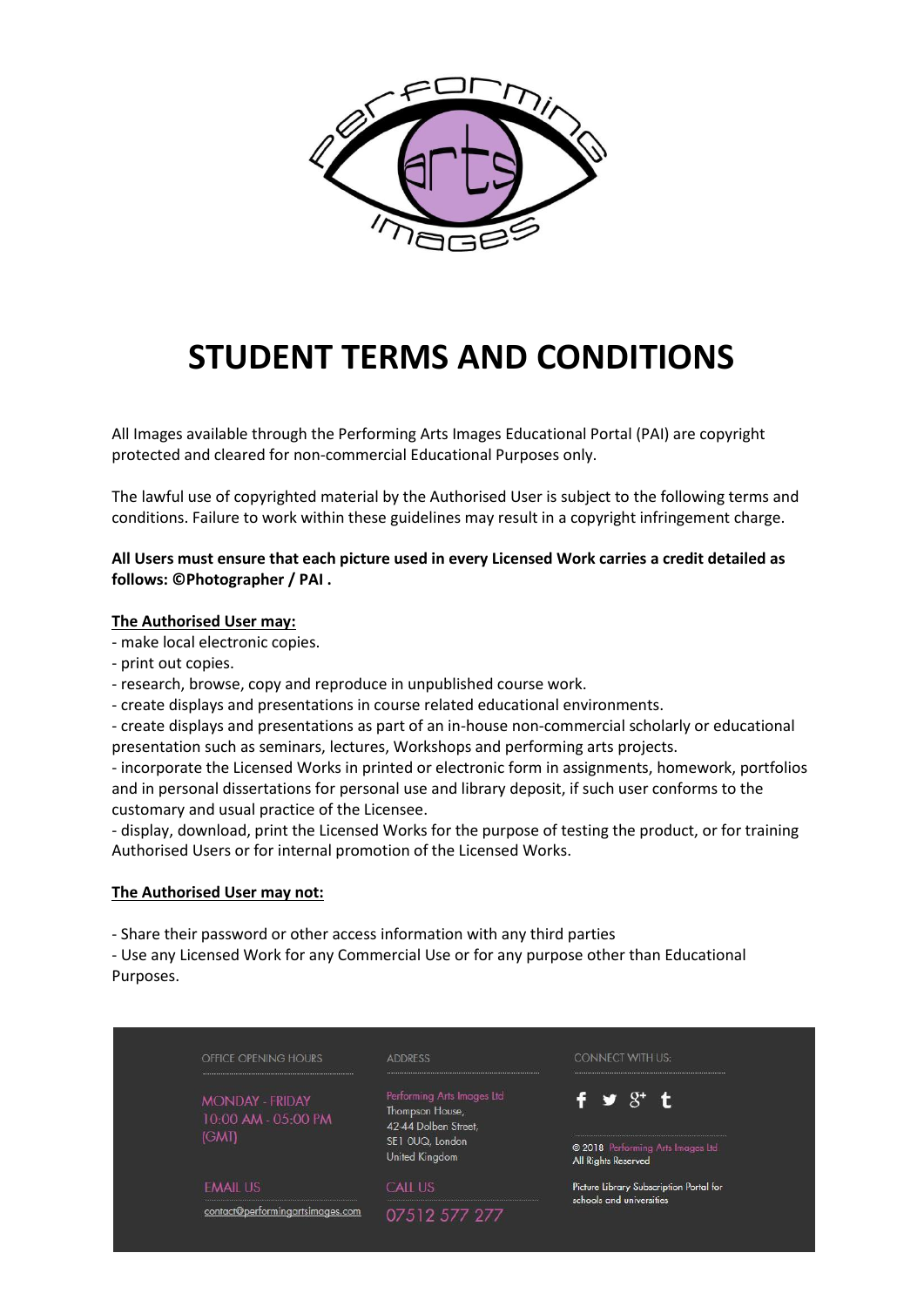# STUDENT TERMS AND CONDITIONS

All Images available through the Performing Arts Images Educational Portal (PAI) are copyright protected and cleared for non-commercial Educational Purposes only.

The lawful use of copyrighted material by the Authorised User is subject to the following terms and conditions. Failure to work within these guidelines may result in a copyright infringement charge.

**All Users must ensure that each picture used in every Licensed Work carries a credit detailed as follows: ©Photographer / PAI .**

**The Authorised User may:**

- make local electronic copies.
- print out copies.
- research, browse, copy and reproduce in unpublished course work.
- create displays and presentations in course related educational environments.
- create displays and presentations as part of an in-house non-commercial scholarly or educational presentation such as seminars, lectures, Workshops and performing arts projects.
- incorporate the Licensed Works in printed or electronic form in assignments, homework, portfolios and in personal dissertations for personal use and library deposit, if such user conforms to the customary and usual practice of the Licensee.
- display, download, print the Licensed Works for the purpose of testing the product, or for training Authorised Users or for internal promotion of the Licensed Works.

**The Authorised User may not:**

- Share their password or other access information with any third parties
- Use any Licensed Work for any Commercial Use or for any purpose other than Educational Purposes.

OFFICE OPENING HOURS

MONDAY - FRIDAY
10:00 AM - 05:00 PM
(GMT)

EMAIL US

contact@performingartsimages.com

ADDRESS

Performing Arts Images Ltd
Thompson House,
42-44 Dolben Street,
SE1 0UQ, London
United Kingdom

CALL US

07512 577 277

CONNECT WITH US:

© 2018 Performing Arts Images Ltd
All Rights Reserved

Picture Library Subscription Portal for schools and universities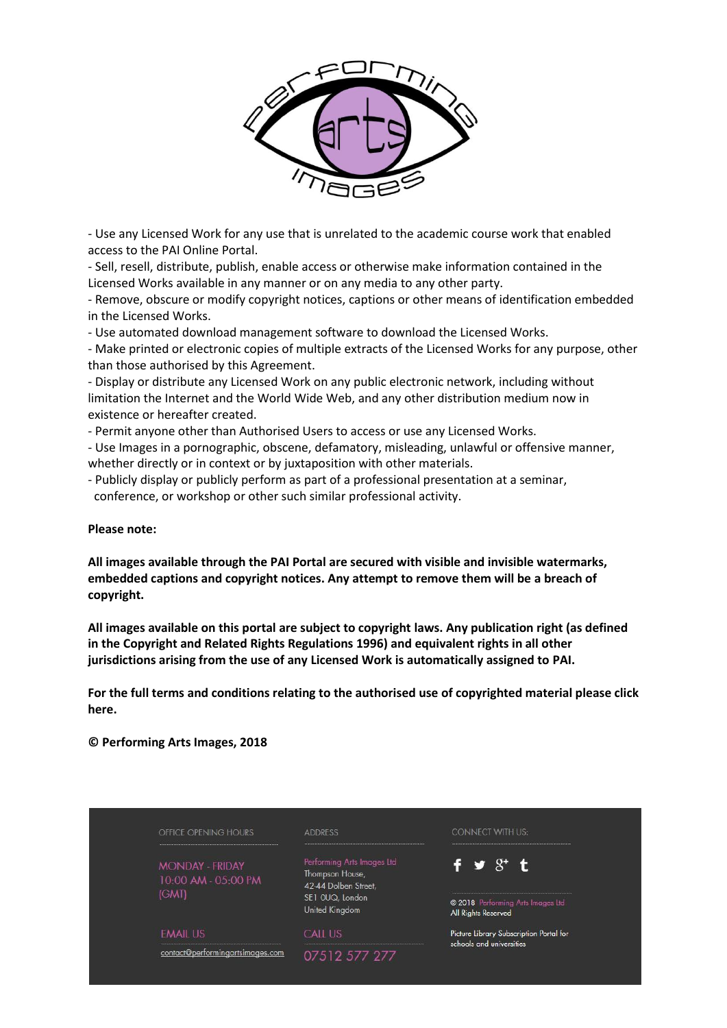- Use any Licensed Work for any use that is unrelated to the academic course work that enabled access to the PAI Online Portal.
- Sell, resell, distribute, publish, enable access or otherwise make information contained in the Licensed Works available in any manner or on any media to any other party.
- Remove, obscure or modify copyright notices, captions or other means of identification embedded in the Licensed Works.
- Use automated download management software to download the Licensed Works.
- Make printed or electronic copies of multiple extracts of the Licensed Works for any purpose, other than those authorised by this Agreement.
- Display or distribute any Licensed Work on any public electronic network, including without limitation the Internet and the World Wide Web, and any other distribution medium now in existence or hereafter created.
- Permit anyone other than Authorised Users to access or use any Licensed Works.
- Use Images in a pornographic, obscene, defamatory, misleading, unlawful or offensive manner, whether directly or in context or by juxtaposition with other materials.
- Publicly display or publicly perform as part of a professional presentation at a seminar, conference, or workshop or other such similar professional activity.

**Please note:**

**All images available through the PAI Portal are secured with visible and invisible watermarks, embedded captions and copyright notices. Any attempt to remove them will be a breach of copyright.**

**All images available on this portal are subject to copyright laws. Any publication right (as defined in the Copyright and Related Rights Regulations 1996) and equivalent rights in all other jurisdictions arising from the use of any Licensed Work is automatically assigned to PAI.**

**For the full terms and conditions relating to the authorised use of copyrighted material please click here.**

**© Performing Arts Images, 2018**

OFFICE OPENING HOURS

MONDAY - FRIDAY
10:00 AM - 05:00 PM
(GMT)

EMAIL US

contact@performingartsimages.com

ADDRESS

Performing Arts Images Ltd
Thompson House,
42-44 Dolben Street,
SE1 0UQ, London
United Kingdom

CALL US

07512 577 277

CONNECT WITH US:

© 2018 Performing Arts Images Ltd
All Rights Reserved

Picture Library Subscription Portal for schools and universities